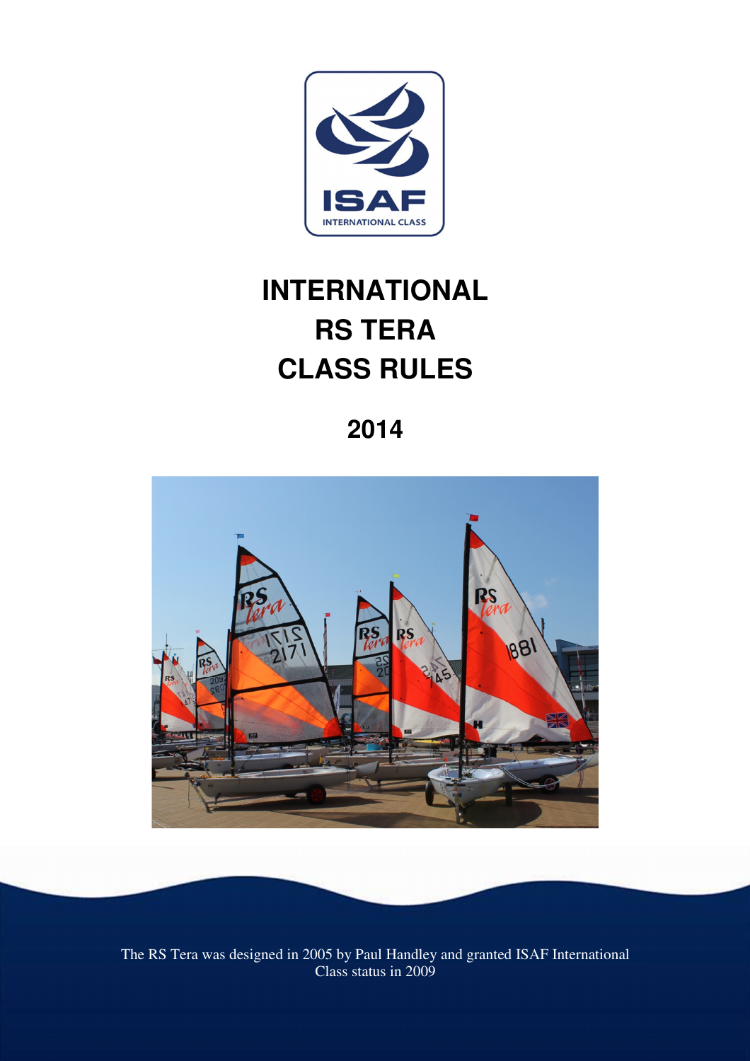ISAF

INTERNATIONAL CLASS

# INTERNATIONAL RS TERA CLASS RULES

## 2014

The RS Tera was designed in 2005 by Paul Handley and granted ISAF International Class status in 2009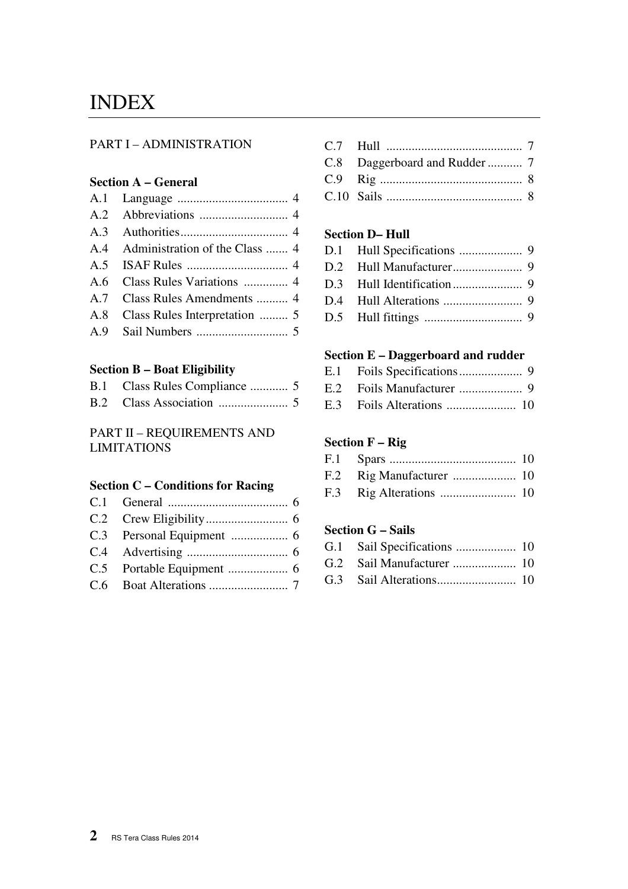# INDEX

PART I – ADMINISTRATION

**Section A – General**

A.1 Language .................................. 4
A.2 Abbreviations ............................ 4
A.3 Authorities.................................. 4
A.4 Administration of the Class ....... 4
A.5 ISAF Rules ................................ 4
A.6 Class Rules Variations .............. 4
A.7 Class Rules Amendments .......... 4
A.8 Class Rules Interpretation ......... 5
A.9 Sail Numbers ............................. 5

**Section B – Boat Eligibility**

B.1 Class Rules Compliance ............ 5
B.2 Class Association ...................... 5

PART II – REQUIREMENTS AND LIMITATIONS

**Section C – Conditions for Racing**

C.1 General ...................................... 6
C.2 Crew Eligibility.......................... 6
C.3 Personal Equipment .................. 6
C.4 Advertising ................................ 6
C.5 Portable Equipment ................... 6
C.6 Boat Alterations ......................... 7
C.7 Hull ........................................... 7
C.8 Daggerboard and Rudder ........... 7
C.9 Rig ............................................. 8
C.10 Sails ........................................... 8

**Section D– Hull**

D.1 Hull Specifications .................... 9
D.2 Hull Manufacturer...................... 9
D.3 Hull Identification...................... 9
D.4 Hull Alterations ......................... 9
D.5 Hull fittings ............................... 9

**Section E – Daggerboard and rudder**

E.1 Foils Specifications.................... 9
E.2 Foils Manufacturer .................... 9
E.3 Foils Alterations ...................... 10

**Section F – Rig**

F.1 Spars ........................................ 10
F.2 Rig Manufacturer .................... 10
F.3 Rig Alterations ........................ 10

**Section G – Sails**

G.1 Sail Specifications ................... 10
G.2 Sail Manufacturer .................... 10
G.3 Sail Alterations......................... 10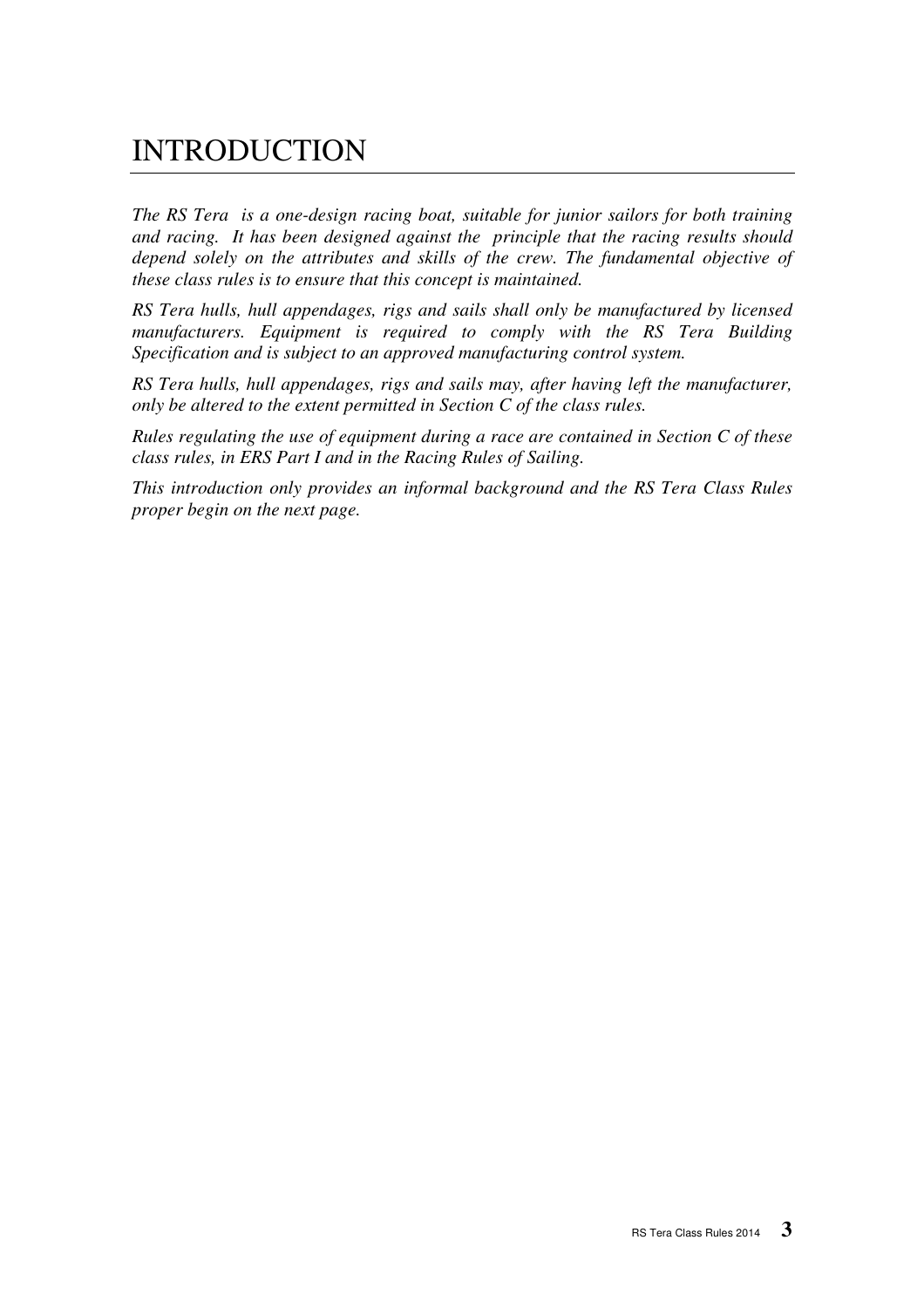# INTRODUCTION

*The RS Tera is a one-design racing boat, suitable for junior sailors for both training and racing. It has been designed against the principle that the racing results should depend solely on the attributes and skills of the crew. The fundamental objective of these class rules is to ensure that this concept is maintained.*

*RS Tera hulls, hull appendages, rigs and sails shall only be manufactured by licensed manufacturers. Equipment is required to comply with the RS Tera Building Specification and is subject to an approved manufacturing control system.*

*RS Tera hulls, hull appendages, rigs and sails may, after having left the manufacturer, only be altered to the extent permitted in Section C of the class rules.*

*Rules regulating the use of equipment during a race are contained in Section C of these class rules, in ERS Part I and in the Racing Rules of Sailing.*

*This introduction only provides an informal background and the RS Tera Class Rules proper begin on the next page.*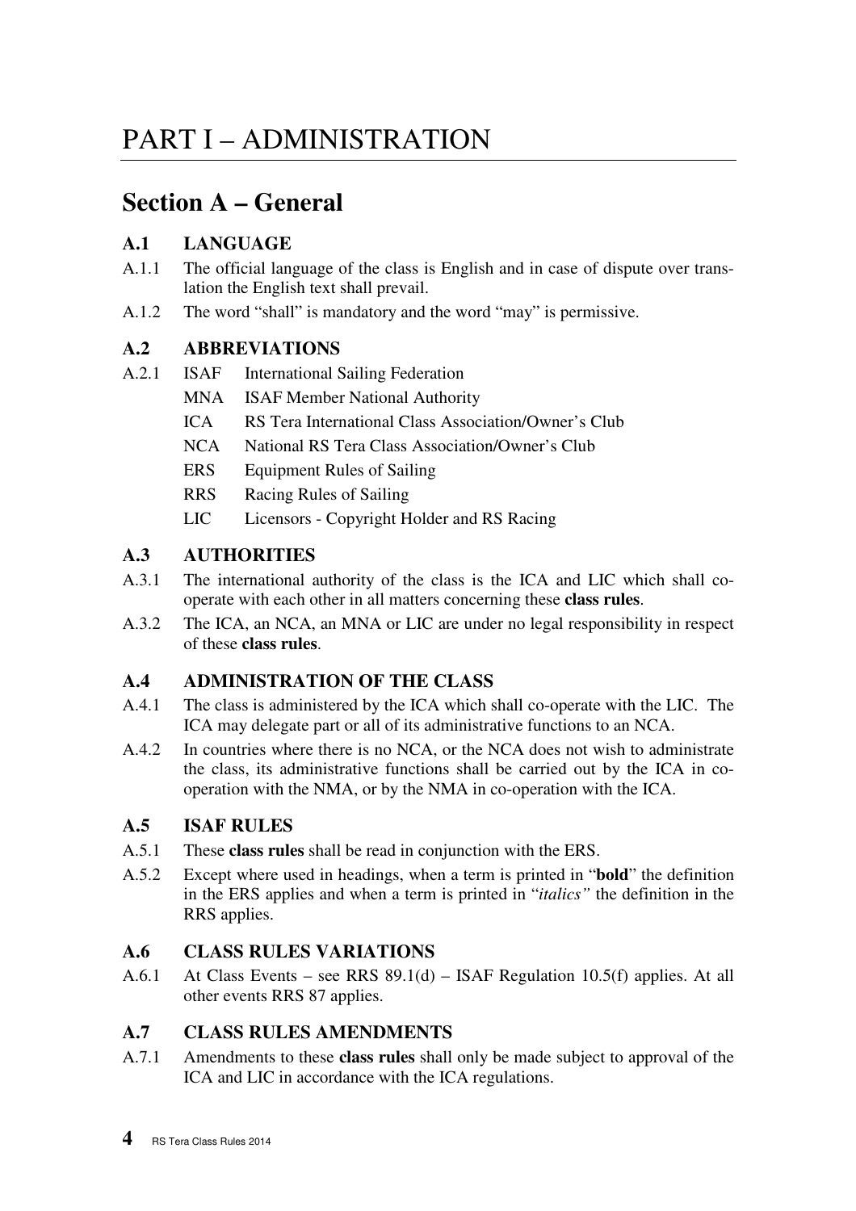# PART I – ADMINISTRATION

## Section A – General

### A.1 LANGUAGE

A.1.1 The official language of the class is English and in case of dispute over translation the English text shall prevail.

A.1.2 The word "shall" is mandatory and the word "may" is permissive.

### A.2 ABBREVIATIONS

A.2.1

| | |
|---|---|
| ISAF | International Sailing Federation |
| MNA | ISAF Member National Authority |
| ICA | RS Tera International Class Association/Owner's Club |
| NCA | National RS Tera Class Association/Owner's Club |
| ERS | Equipment Rules of Sailing |
| RRS | Racing Rules of Sailing |
| LIC | Licensors - Copyright Holder and RS Racing |

### A.3 AUTHORITIES

A.3.1 The international authority of the class is the ICA and LIC which shall co-operate with each other in all matters concerning these **class rules**.

A.3.2 The ICA, an NCA, an MNA or LIC are under no legal responsibility in respect of these **class rules**.

### A.4 ADMINISTRATION OF THE CLASS

A.4.1 The class is administered by the ICA which shall co-operate with the LIC. The ICA may delegate part or all of its administrative functions to an NCA.

A.4.2 In countries where there is no NCA, or the NCA does not wish to administrate the class, its administrative functions shall be carried out by the ICA in co-operation with the NMA, or by the NMA in co-operation with the ICA.

### A.5 ISAF RULES

A.5.1 These **class rules** shall be read in conjunction with the ERS.

A.5.2 Except where used in headings, when a term is printed in "**bold**" the definition in the ERS applies and when a term is printed in "*italics"* the definition in the RRS applies.

### A.6 CLASS RULES VARIATIONS

A.6.1 At Class Events – see RRS 89.1(d) – ISAF Regulation 10.5(f) applies. At all other events RRS 87 applies.

### A.7 CLASS RULES AMENDMENTS

A.7.1 Amendments to these **class rules** shall only be made subject to approval of the ICA and LIC in accordance with the ICA regulations.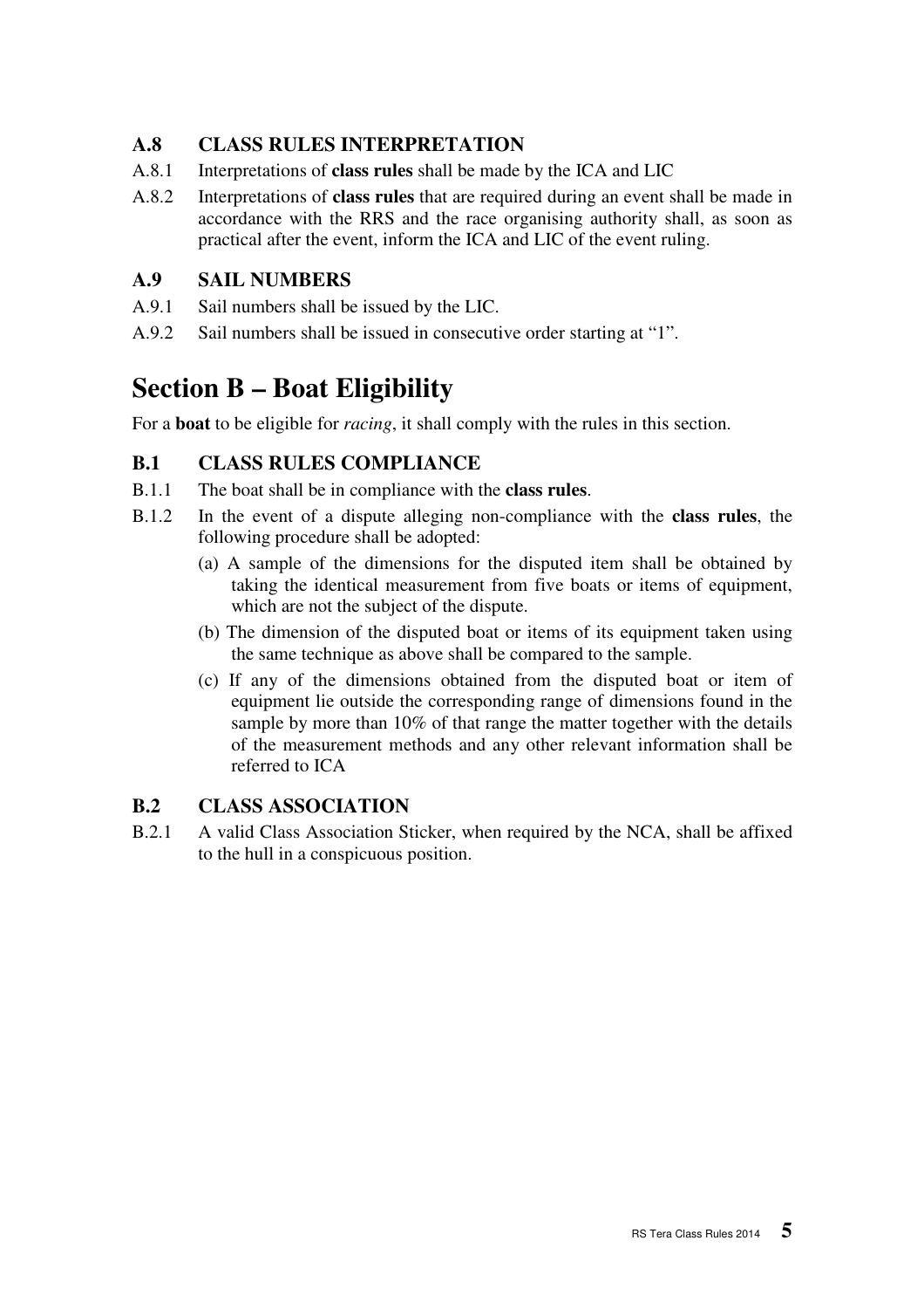### A.8 CLASS RULES INTERPRETATION

A.8.1 Interpretations of **class rules** shall be made by the ICA and LIC

A.8.2 Interpretations of **class rules** that are required during an event shall be made in accordance with the RRS and the race organising authority shall, as soon as practical after the event, inform the ICA and LIC of the event ruling.

### A.9 SAIL NUMBERS

A.9.1 Sail numbers shall be issued by the LIC.

A.9.2 Sail numbers shall be issued in consecutive order starting at "1".

## Section B – Boat Eligibility

For a **boat** to be eligible for *racing*, it shall comply with the rules in this section.

### B.1 CLASS RULES COMPLIANCE

B.1.1 The boat shall be in compliance with the **class rules**.

B.1.2 In the event of a dispute alleging non-compliance with the **class rules**, the following procedure shall be adopted:

(a) A sample of the dimensions for the disputed item shall be obtained by taking the identical measurement from five boats or items of equipment, which are not the subject of the dispute.

(b) The dimension of the disputed boat or items of its equipment taken using the same technique as above shall be compared to the sample.

(c) If any of the dimensions obtained from the disputed boat or item of equipment lie outside the corresponding range of dimensions found in the sample by more than 10% of that range the matter together with the details of the measurement methods and any other relevant information shall be referred to ICA

### B.2 CLASS ASSOCIATION

B.2.1 A valid Class Association Sticker, when required by the NCA, shall be affixed to the hull in a conspicuous position.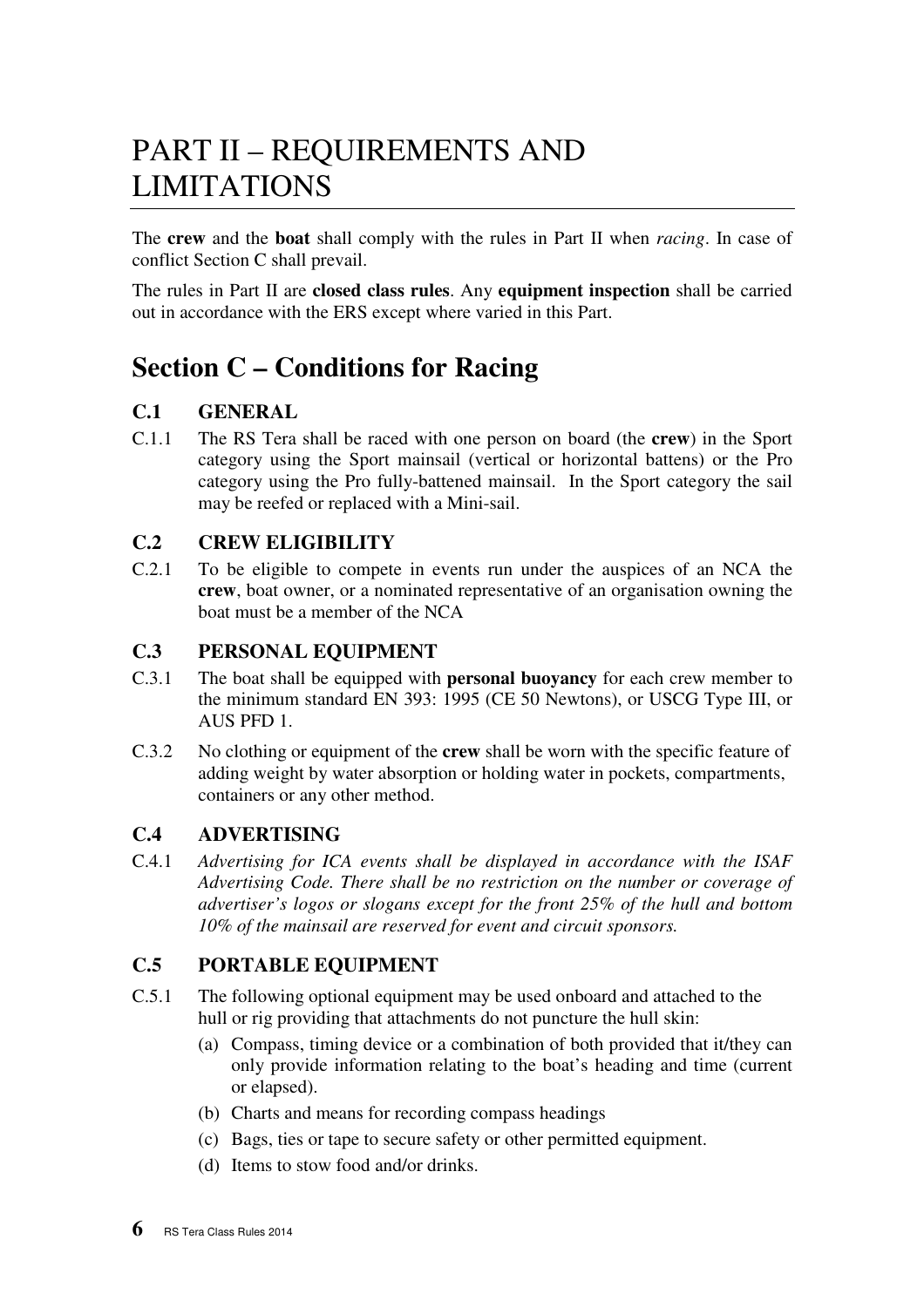# PART II – REQUIREMENTS AND LIMITATIONS

The **crew** and the **boat** shall comply with the rules in Part II when *racing*. In case of conflict Section C shall prevail.

The rules in Part II are **closed class rules**. Any **equipment inspection** shall be carried out in accordance with the ERS except where varied in this Part.

## Section C – Conditions for Racing

### C.1 GENERAL

C.1.1 The RS Tera shall be raced with one person on board (the **crew**) in the Sport category using the Sport mainsail (vertical or horizontal battens) or the Pro category using the Pro fully-battened mainsail. In the Sport category the sail may be reefed or replaced with a Mini-sail.

### C.2 CREW ELIGIBILITY

C.2.1 To be eligible to compete in events run under the auspices of an NCA the **crew**, boat owner, or a nominated representative of an organisation owning the boat must be a member of the NCA

### C.3 PERSONAL EQUIPMENT

C.3.1 The boat shall be equipped with **personal buoyancy** for each crew member to the minimum standard EN 393: 1995 (CE 50 Newtons), or USCG Type III, or AUS PFD 1.

C.3.2 No clothing or equipment of the **crew** shall be worn with the specific feature of adding weight by water absorption or holding water in pockets, compartments, containers or any other method.

### C.4 ADVERTISING

C.4.1 *Advertising for ICA events shall be displayed in accordance with the ISAF Advertising Code. There shall be no restriction on the number or coverage of advertiser's logos or slogans except for the front 25% of the hull and bottom 10% of the mainsail are reserved for event and circuit sponsors.*

### C.5 PORTABLE EQUIPMENT

C.5.1 The following optional equipment may be used onboard and attached to the hull or rig providing that attachments do not puncture the hull skin:

(a) Compass, timing device or a combination of both provided that it/they can only provide information relating to the boat's heading and time (current or elapsed).

(b) Charts and means for recording compass headings

(c) Bags, ties or tape to secure safety or other permitted equipment.

(d) Items to stow food and/or drinks.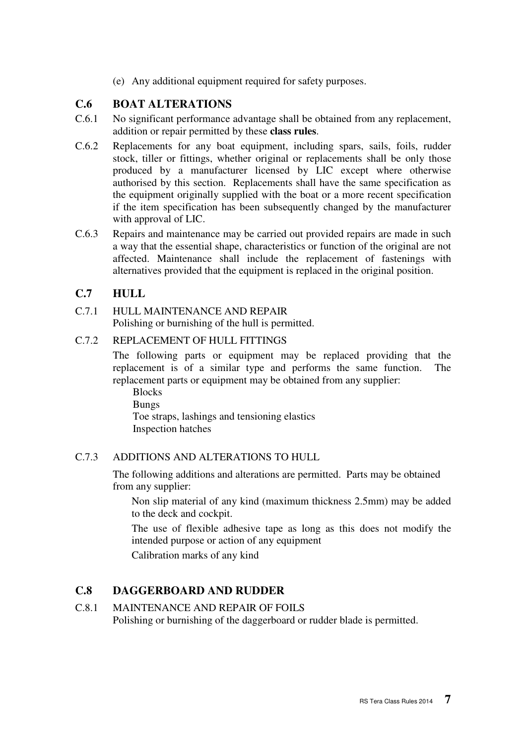(e) Any additional equipment required for safety purposes.

## C.6 BOAT ALTERATIONS

C.6.1 No significant performance advantage shall be obtained from any replacement, addition or repair permitted by these **class rules**.

C.6.2 Replacements for any boat equipment, including spars, sails, foils, rudder stock, tiller or fittings, whether original or replacements shall be only those produced by a manufacturer licensed by LIC except where otherwise authorised by this section. Replacements shall have the same specification as the equipment originally supplied with the boat or a more recent specification if the item specification has been subsequently changed by the manufacturer with approval of LIC.

C.6.3 Repairs and maintenance may be carried out provided repairs are made in such a way that the essential shape, characteristics or function of the original are not affected. Maintenance shall include the replacement of fastenings with alternatives provided that the equipment is replaced in the original position.

## C.7 HULL

C.7.1 HULL MAINTENANCE AND REPAIR
Polishing or burnishing of the hull is permitted.

C.7.2 REPLACEMENT OF HULL FITTINGS

The following parts or equipment may be replaced providing that the replacement is of a similar type and performs the same function. The replacement parts or equipment may be obtained from any supplier:

Blocks
Bungs
Toe straps, lashings and tensioning elastics
Inspection hatches

C.7.3 ADDITIONS AND ALTERATIONS TO HULL

The following additions and alterations are permitted. Parts may be obtained from any supplier:

Non slip material of any kind (maximum thickness 2.5mm) may be added to the deck and cockpit.

The use of flexible adhesive tape as long as this does not modify the intended purpose or action of any equipment

Calibration marks of any kind

## C.8 DAGGERBOARD AND RUDDER

C.8.1 MAINTENANCE AND REPAIR OF FOILS
Polishing or burnishing of the daggerboard or rudder blade is permitted.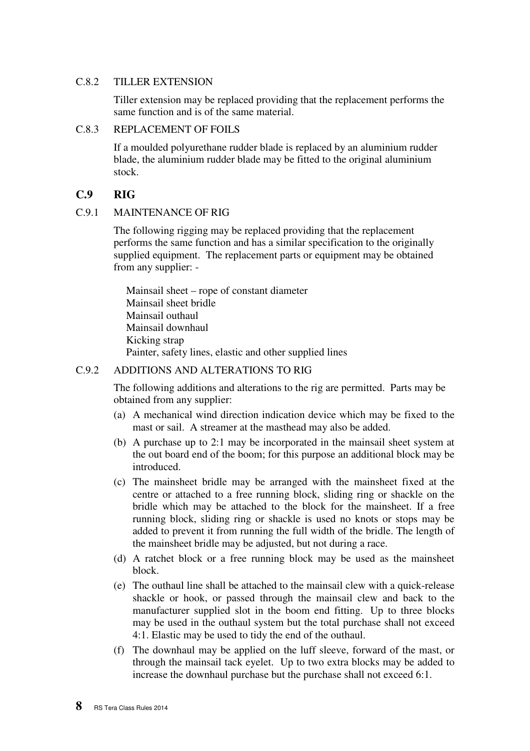C.8.2 TILLER EXTENSION

Tiller extension may be replaced providing that the replacement performs the same function and is of the same material.

C.8.3 REPLACEMENT OF FOILS

If a moulded polyurethane rudder blade is replaced by an aluminium rudder blade, the aluminium rudder blade may be fitted to the original aluminium stock.

## C.9 RIG

C.9.1 MAINTENANCE OF RIG

The following rigging may be replaced providing that the replacement performs the same function and has a similar specification to the originally supplied equipment. The replacement parts or equipment may be obtained from any supplier: -

Mainsail sheet – rope of constant diameter
Mainsail sheet bridle
Mainsail outhaul
Mainsail downhaul
Kicking strap
Painter, safety lines, elastic and other supplied lines

C.9.2 ADDITIONS AND ALTERATIONS TO RIG

The following additions and alterations to the rig are permitted. Parts may be obtained from any supplier:

(a) A mechanical wind direction indication device which may be fixed to the mast or sail. A streamer at the masthead may also be added.

(b) A purchase up to 2:1 may be incorporated in the mainsail sheet system at the out board end of the boom; for this purpose an additional block may be introduced.

(c) The mainsheet bridle may be arranged with the mainsheet fixed at the centre or attached to a free running block, sliding ring or shackle on the bridle which may be attached to the block for the mainsheet. If a free running block, sliding ring or shackle is used no knots or stops may be added to prevent it from running the full width of the bridle. The length of the mainsheet bridle may be adjusted, but not during a race.

(d) A ratchet block or a free running block may be used as the mainsheet block.

(e) The outhaul line shall be attached to the mainsail clew with a quick-release shackle or hook, or passed through the mainsail clew and back to the manufacturer supplied slot in the boom end fitting. Up to three blocks may be used in the outhaul system but the total purchase shall not exceed 4:1. Elastic may be used to tidy the end of the outhaul.

(f) The downhaul may be applied on the luff sleeve, forward of the mast, or through the mainsail tack eyelet. Up to two extra blocks may be added to increase the downhaul purchase but the purchase shall not exceed 6:1.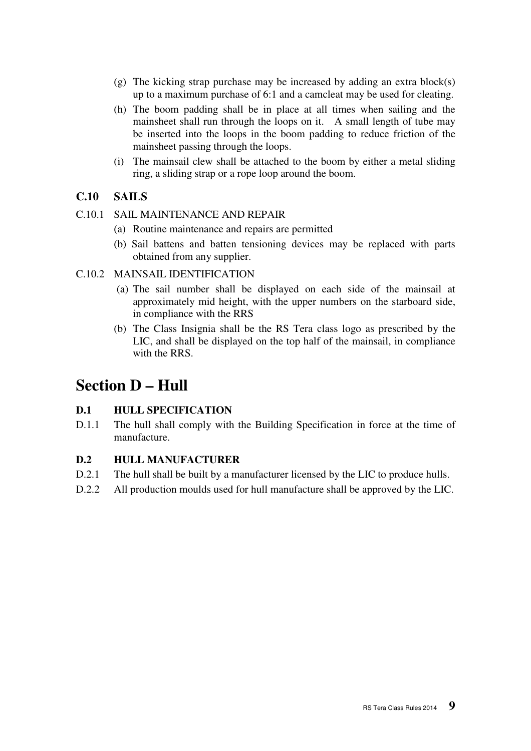(g) The kicking strap purchase may be increased by adding an extra block(s) up to a maximum purchase of 6:1 and a camcleat may be used for cleating.

(h) The boom padding shall be in place at all times when sailing and the mainsheet shall run through the loops on it. A small length of tube may be inserted into the loops in the boom padding to reduce friction of the mainsheet passing through the loops.

(i) The mainsail clew shall be attached to the boom by either a metal sliding ring, a sliding strap or a rope loop around the boom.

### C.10 SAILS

C.10.1 SAIL MAINTENANCE AND REPAIR

(a) Routine maintenance and repairs are permitted

(b) Sail battens and batten tensioning devices may be replaced with parts obtained from any supplier.

C.10.2 MAINSAIL IDENTIFICATION

(a) The sail number shall be displayed on each side of the mainsail at approximately mid height, with the upper numbers on the starboard side, in compliance with the RRS

(b) The Class Insignia shall be the RS Tera class logo as prescribed by the LIC, and shall be displayed on the top half of the mainsail, in compliance with the RRS.

## Section D – Hull

### D.1 HULL SPECIFICATION

D.1.1 The hull shall comply with the Building Specification in force at the time of manufacture.

### D.2 HULL MANUFACTURER

D.2.1 The hull shall be built by a manufacturer licensed by the LIC to produce hulls.

D.2.2 All production moulds used for hull manufacture shall be approved by the LIC.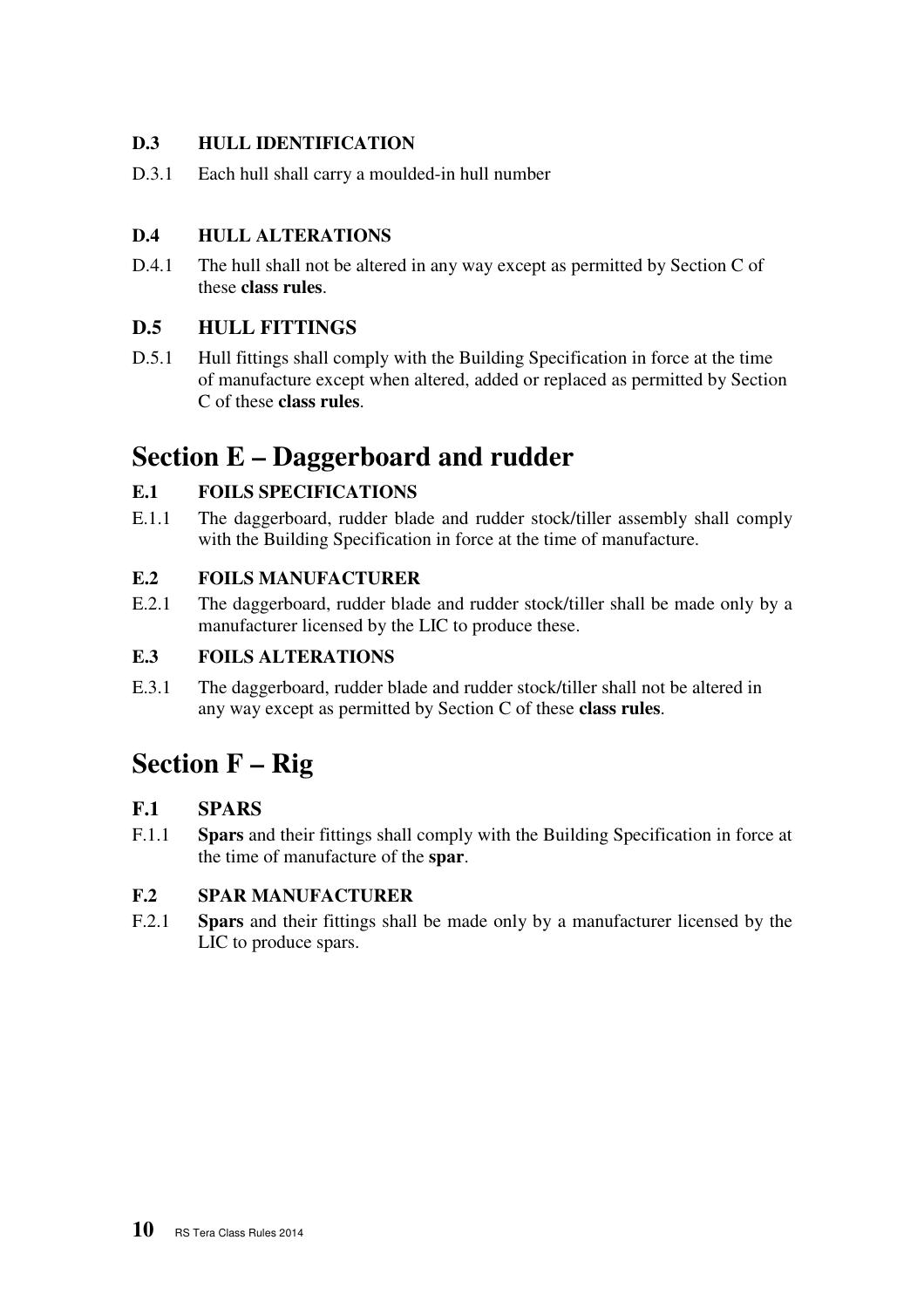### D.3 HULL IDENTIFICATION

D.3.1 Each hull shall carry a moulded-in hull number

### D.4 HULL ALTERATIONS

D.4.1 The hull shall not be altered in any way except as permitted by Section C of these **class rules**.

### D.5 HULL FITTINGS

D.5.1 Hull fittings shall comply with the Building Specification in force at the time of manufacture except when altered, added or replaced as permitted by Section C of these **class rules**.

## Section E – Daggerboard and rudder

### E.1 FOILS SPECIFICATIONS

E.1.1 The daggerboard, rudder blade and rudder stock/tiller assembly shall comply with the Building Specification in force at the time of manufacture.

### E.2 FOILS MANUFACTURER

E.2.1 The daggerboard, rudder blade and rudder stock/tiller shall be made only by a manufacturer licensed by the LIC to produce these.

### E.3 FOILS ALTERATIONS

E.3.1 The daggerboard, rudder blade and rudder stock/tiller shall not be altered in any way except as permitted by Section C of these **class rules**.

## Section F – Rig

### F.1 SPARS

F.1.1 **Spars** and their fittings shall comply with the Building Specification in force at the time of manufacture of the **spar**.

### F.2 SPAR MANUFACTURER

F.2.1 **Spars** and their fittings shall be made only by a manufacturer licensed by the LIC to produce spars.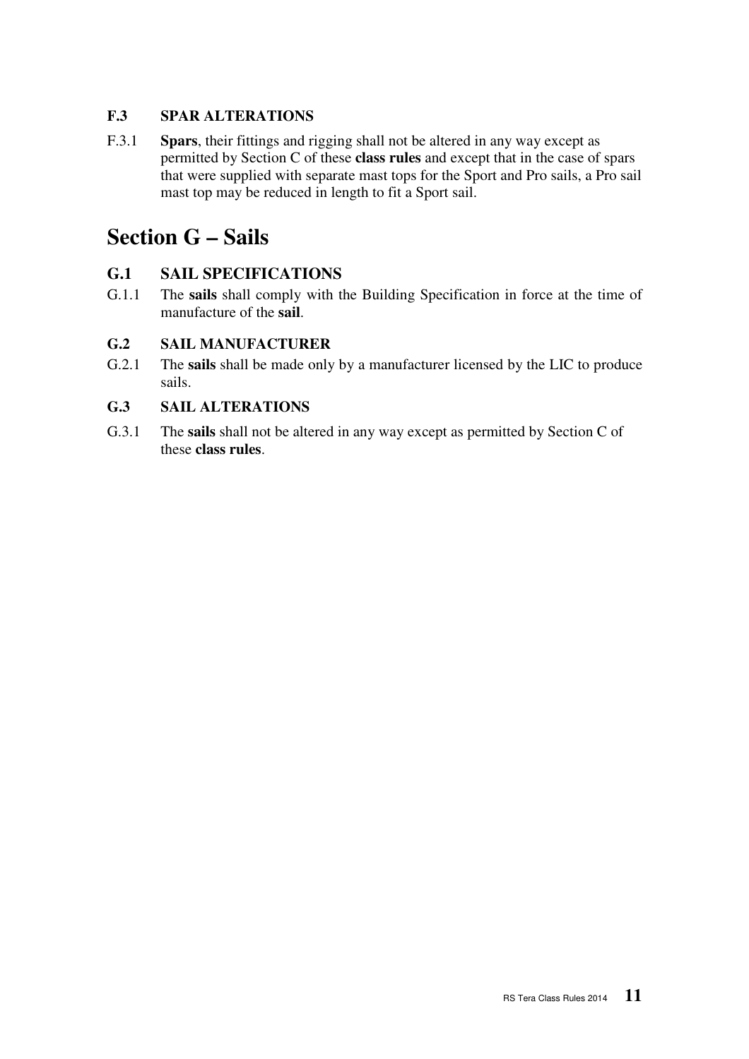### F.3 SPAR ALTERATIONS

F.3.1 **Spars**, their fittings and rigging shall not be altered in any way except as permitted by Section C of these **class rules** and except that in the case of spars that were supplied with separate mast tops for the Sport and Pro sails, a Pro sail mast top may be reduced in length to fit a Sport sail.

## Section G – Sails

### G.1 SAIL SPECIFICATIONS

G.1.1 The **sails** shall comply with the Building Specification in force at the time of manufacture of the **sail**.

### G.2 SAIL MANUFACTURER

G.2.1 The **sails** shall be made only by a manufacturer licensed by the LIC to produce sails.

### G.3 SAIL ALTERATIONS

G.3.1 The **sails** shall not be altered in any way except as permitted by Section C of these **class rules**.